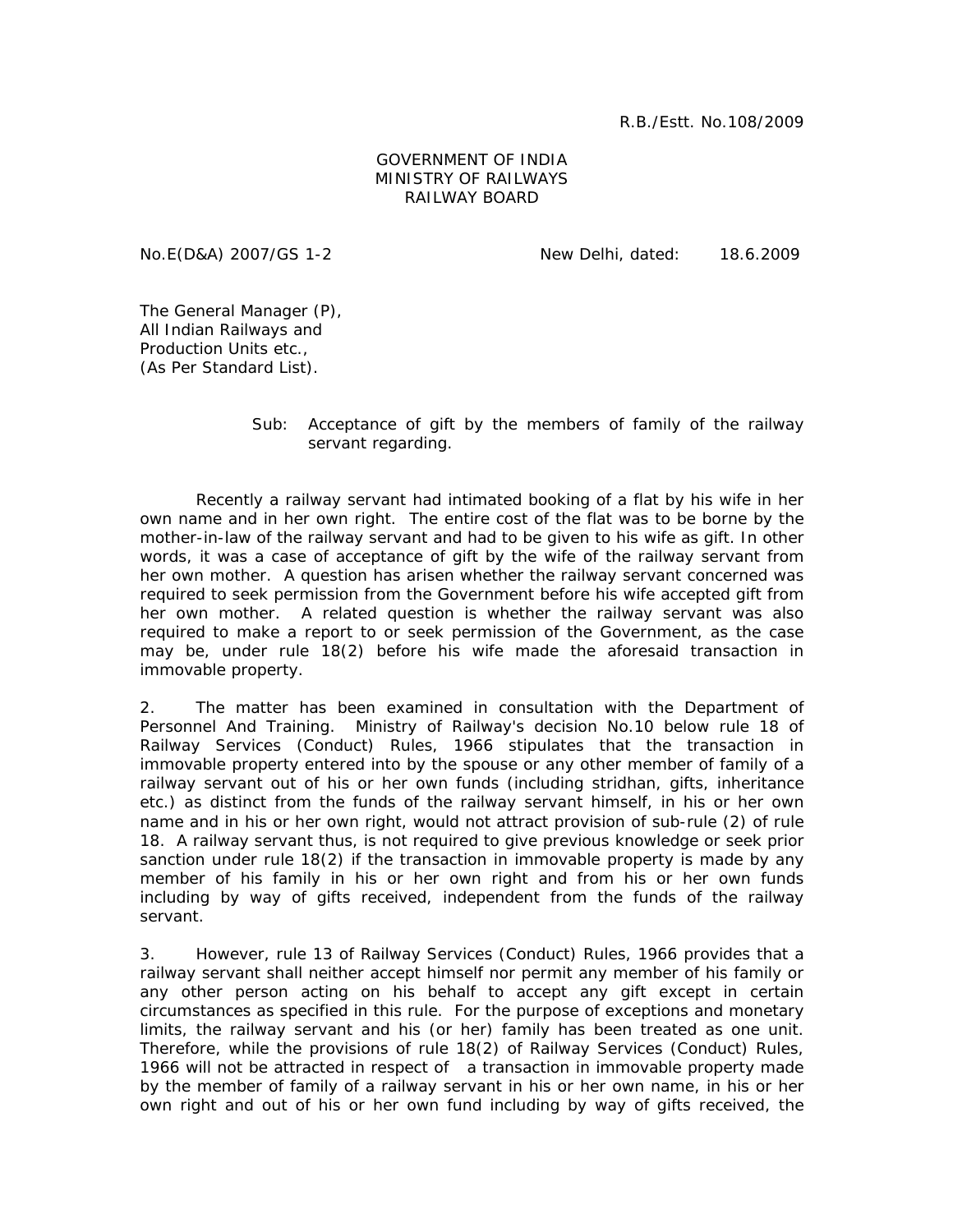R.B./Estt. No.108/2009

GOVERNMENT OF INDIA
MINISTRY OF RAILWAYS
RAILWAY BOARD

No.E(D&A) 2007/GS 1-2 New Delhi, dated: 18.6.2009

The General Manager (P),
All Indian Railways and
Production Units etc.,
(As Per Standard List).

Sub: Acceptance of gift by the members of family of the railway servant regarding.

Recently a railway servant had intimated booking of a flat by his wife in her own name and in her own right. The entire cost of the flat was to be borne by the mother-in-law of the railway servant and had to be given to his wife as gift. In other words, it was a case of acceptance of gift by the wife of the railway servant from her own mother. A question has arisen whether the railway servant concerned was required to seek permission from the Government before his wife accepted gift from her own mother. A related question is whether the railway servant was also required to make a report to or seek permission of the Government, as the case may be, under rule 18(2) before his wife made the aforesaid transaction in immovable property.

2. The matter has been examined in consultation with the Department of Personnel And Training. Ministry of Railway's decision No.10 below rule 18 of Railway Services (Conduct) Rules, 1966 stipulates that the transaction in immovable property entered into by the spouse or any other member of family of a railway servant out of his or her own funds (including stridhan, gifts, inheritance etc.) as distinct from the funds of the railway servant himself, in his or her own name and in his or her own right, would not attract provision of sub-rule (2) of rule 18. A railway servant thus, is not required to give previous knowledge or seek prior sanction under rule 18(2) if the transaction in immovable property is made by any member of his family in his or her own right and from his or her own funds including by way of gifts received, independent from the funds of the railway servant.

3. However, rule 13 of Railway Services (Conduct) Rules, 1966 provides that a railway servant shall neither accept himself nor permit any member of his family or any other person acting on his behalf to accept any gift except in certain circumstances as specified in this rule. For the purpose of exceptions and monetary limits, the railway servant and his (or her) family has been treated as one unit. Therefore, while the provisions of rule 18(2) of Railway Services (Conduct) Rules, 1966 will not be attracted in respect of a transaction in immovable property made by the member of family of a railway servant in his or her own name, in his or her own right and out of his or her own fund including by way of gifts received, the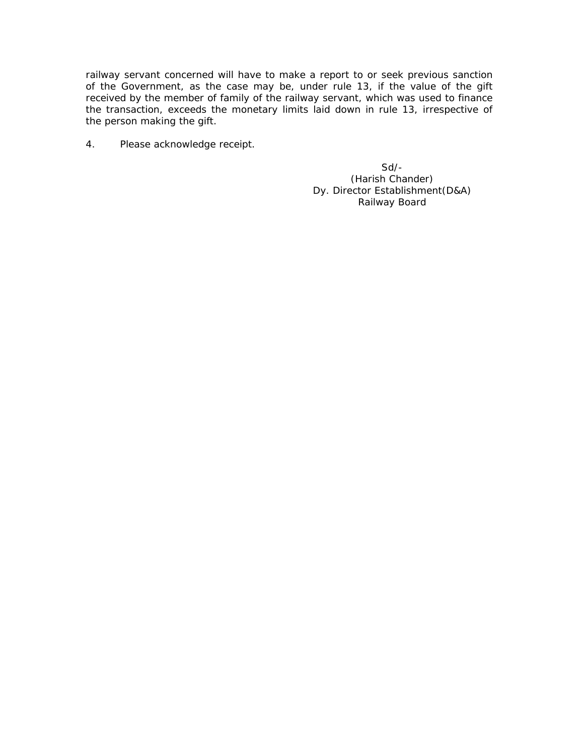railway servant concerned will have to make a report to or seek previous sanction of the Government, as the case may be, under rule 13, if the value of the gift received by the member of family of the railway servant, which was used to finance the transaction, exceeds the monetary limits laid down in rule 13, irrespective of the person making the gift.

4. Please acknowledge receipt.

Sd/-
(Harish Chander)
Dy. Director Establishment(D&A)
Railway Board